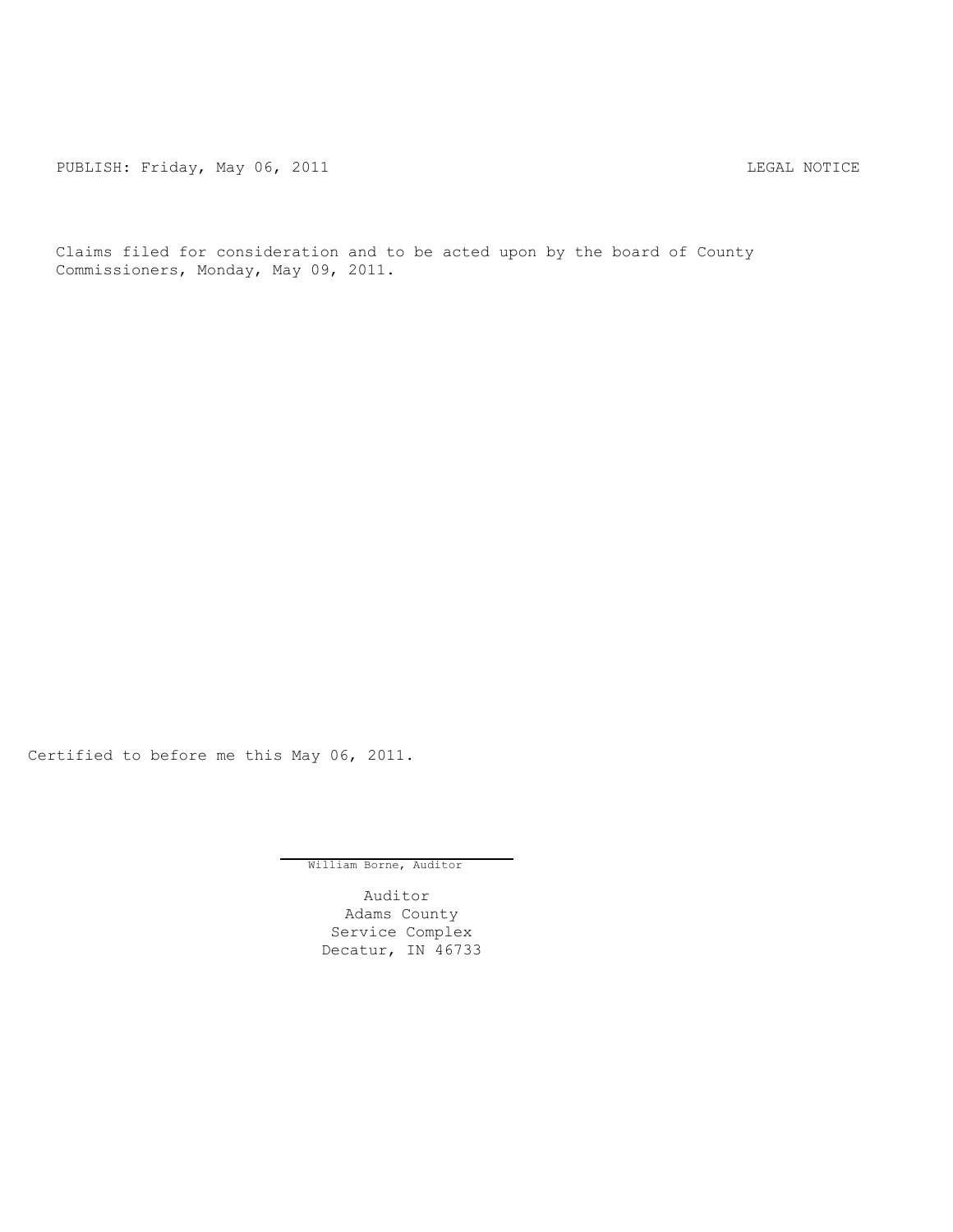PUBLISH: Friday, May 06, 2011 LEGAL NOTICE

Claims filed for consideration and to be acted upon by the board of County Commissioners, Monday, May 09, 2011.

Certified to before me this May 06, 2011.

William Borne, Auditor

Auditor
Adams County
Service Complex
Decatur, IN 46733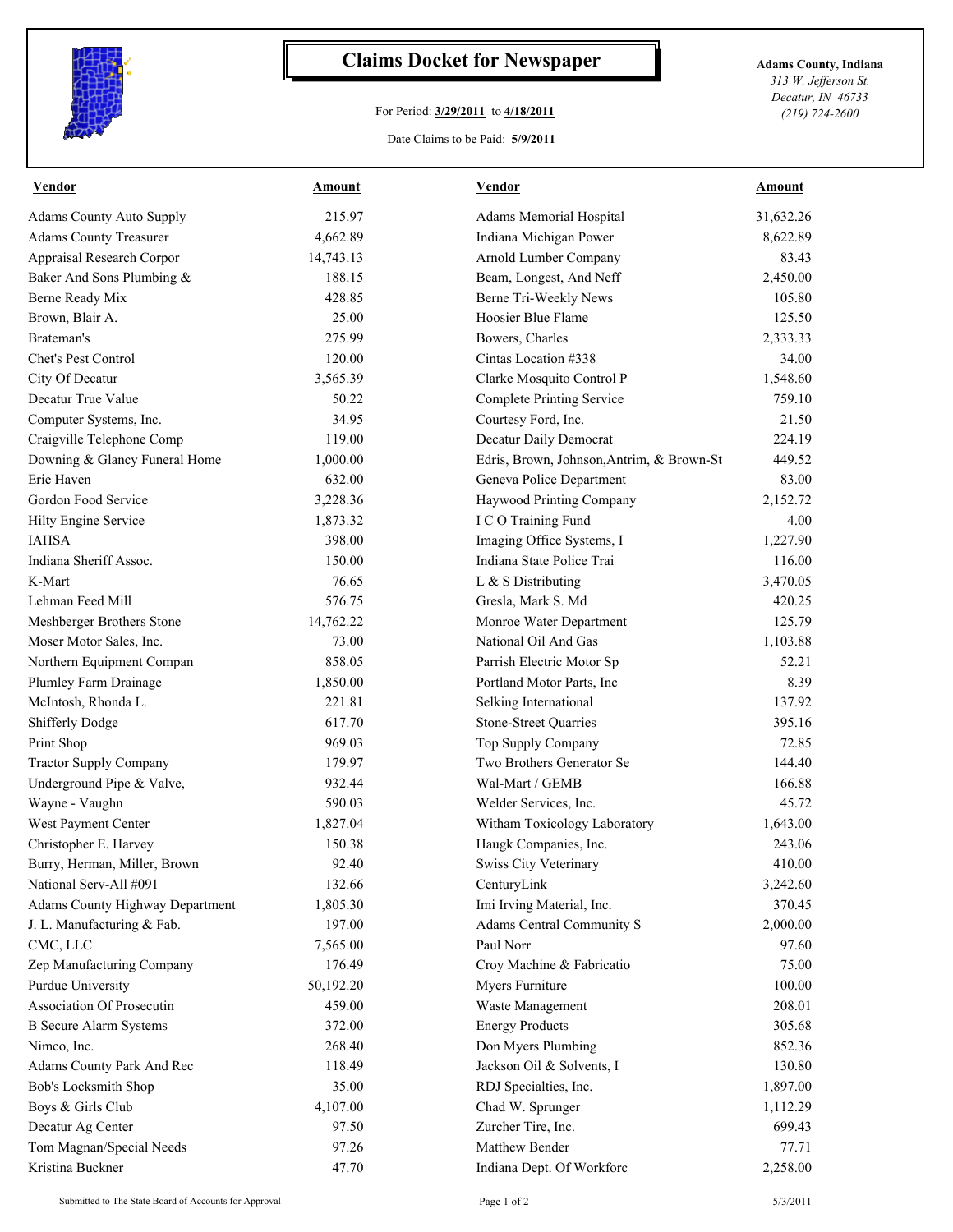# Claims Docket for Newspaper

For Period: **3/29/2011** to **4/18/2011**

Date Claims to be Paid: **5/9/2011**

**Adams County, Indiana**
*313 W. Jefferson St.*
*Decatur, IN 46733*
*(219) 724-2600*

| Vendor | Amount | Vendor | Amount |
|---|---|---|---|
| Adams County Auto Supply | 215.97 | Adams Memorial Hospital | 31,632.26 |
| Adams County Treasurer | 4,662.89 | Indiana Michigan Power | 8,622.89 |
| Appraisal Research Corpor | 14,743.13 | Arnold Lumber Company | 83.43 |
| Baker And Sons Plumbing & | 188.15 | Beam, Longest, And Neff | 2,450.00 |
| Berne Ready Mix | 428.85 | Berne Tri-Weekly News | 105.80 |
| Brown, Blair A. | 25.00 | Hoosier Blue Flame | 125.50 |
| Brateman's | 275.99 | Bowers, Charles | 2,333.33 |
| Chet's Pest Control | 120.00 | Cintas Location #338 | 34.00 |
| City Of Decatur | 3,565.39 | Clarke Mosquito Control P | 1,548.60 |
| Decatur True Value | 50.22 | Complete Printing Service | 759.10 |
| Computer Systems, Inc. | 34.95 | Courtesy Ford, Inc. | 21.50 |
| Craigville Telephone Comp | 119.00 | Decatur Daily Democrat | 224.19 |
| Downing & Glancy Funeral Home | 1,000.00 | Edris, Brown, Johnson,Antrim, & Brown-St | 449.52 |
| Erie Haven | 632.00 | Geneva Police Department | 83.00 |
| Gordon Food Service | 3,228.36 | Haywood Printing Company | 2,152.72 |
| Hilty Engine Service | 1,873.32 | I C O Training Fund | 4.00 |
| IAHSA | 398.00 | Imaging Office Systems, I | 1,227.90 |
| Indiana Sheriff Assoc. | 150.00 | Indiana State Police Trai | 116.00 |
| K-Mart | 76.65 | L & S Distributing | 3,470.05 |
| Lehman Feed Mill | 576.75 | Gresla, Mark S. Md | 420.25 |
| Meshberger Brothers Stone | 14,762.22 | Monroe Water Department | 125.79 |
| Moser Motor Sales, Inc. | 73.00 | National Oil And Gas | 1,103.88 |
| Northern Equipment Compan | 858.05 | Parrish Electric Motor Sp | 52.21 |
| Plumley Farm Drainage | 1,850.00 | Portland Motor Parts, Inc | 8.39 |
| McIntosh, Rhonda L. | 221.81 | Selking International | 137.92 |
| Shifferly Dodge | 617.70 | Stone-Street Quarries | 395.16 |
| Print Shop | 969.03 | Top Supply Company | 72.85 |
| Tractor Supply Company | 179.97 | Two Brothers Generator Se | 144.40 |
| Underground Pipe & Valve, | 932.44 | Wal-Mart / GEMB | 166.88 |
| Wayne - Vaughn | 590.03 | Welder Services, Inc. | 45.72 |
| West Payment Center | 1,827.04 | Witham Toxicology Laboratory | 1,643.00 |
| Christopher E. Harvey | 150.38 | Haugk Companies, Inc. | 243.06 |
| Burry, Herman, Miller, Brown | 92.40 | Swiss City Veterinary | 410.00 |
| National Serv-All #091 | 132.66 | CenturyLink | 3,242.60 |
| Adams County Highway Department | 1,805.30 | Imi Irving Material, Inc. | 370.45 |
| J. L. Manufacturing & Fab. | 197.00 | Adams Central Community S | 2,000.00 |
| CMC, LLC | 7,565.00 | Paul Norr | 97.60 |
| Zep Manufacturing Company | 176.49 | Croy Machine & Fabricatio | 75.00 |
| Purdue University | 50,192.20 | Myers Furniture | 100.00 |
| Association Of Prosecutin | 459.00 | Waste Management | 208.01 |
| B Secure Alarm Systems | 372.00 | Energy Products | 305.68 |
| Nimco, Inc. | 268.40 | Don Myers Plumbing | 852.36 |
| Adams County Park And Rec | 118.49 | Jackson Oil & Solvents, I | 130.80 |
| Bob's Locksmith Shop | 35.00 | RDJ Specialties, Inc. | 1,897.00 |
| Boys & Girls Club | 4,107.00 | Chad W. Sprunger | 1,112.29 |
| Decatur Ag Center | 97.50 | Zurcher Tire, Inc. | 699.43 |
| Tom Magnan/Special Needs | 97.26 | Matthew Bender | 77.71 |
| Kristina Buckner | 47.70 | Indiana Dept. Of Workforc | 2,258.00 |

Submitted to The State Board of Accounts for Approval

5/3/2011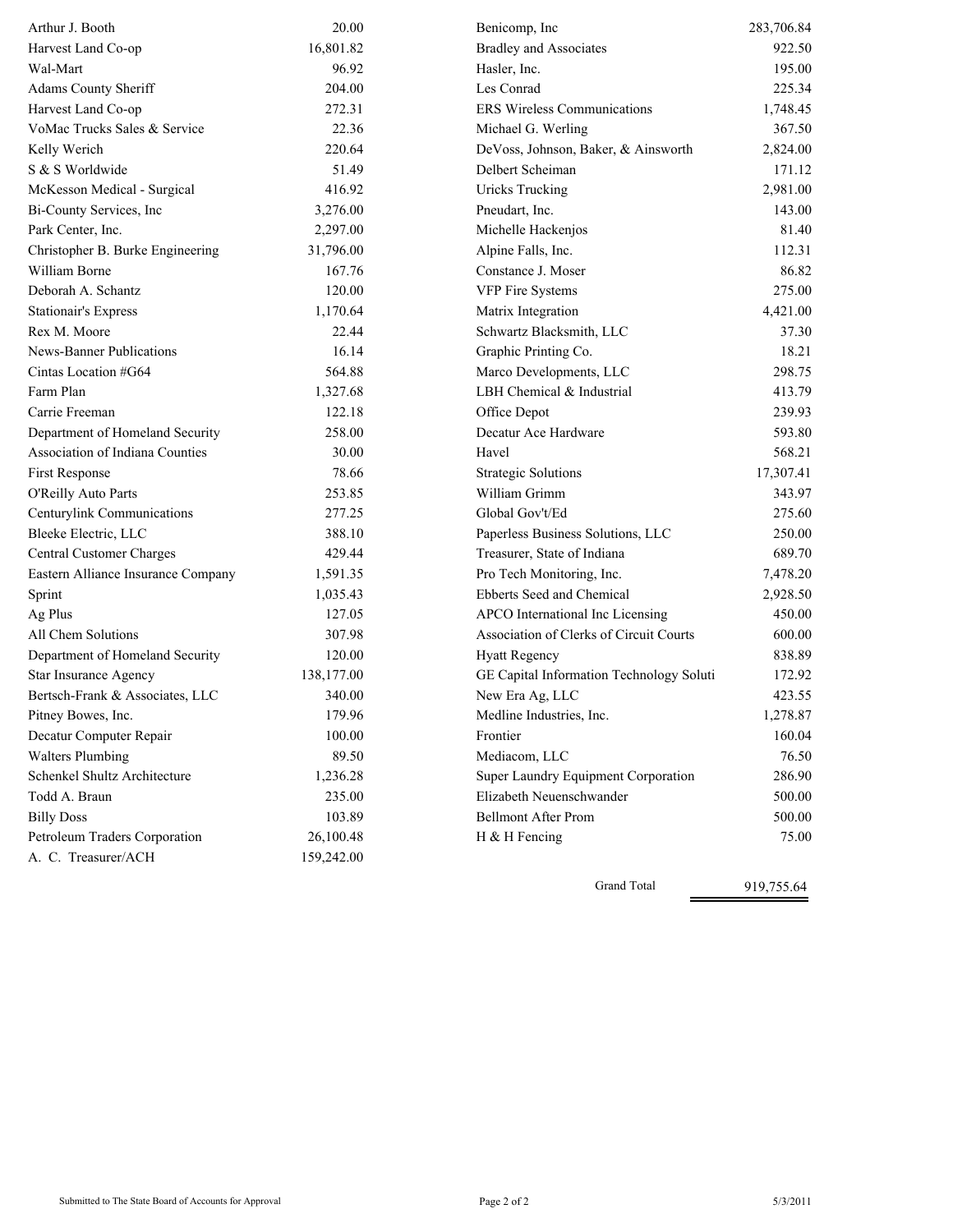| | | | |
|---|---|---|---|
| Arthur J. Booth | 20.00 | Benicomp, Inc | 283,706.84 |
| Harvest Land Co-op | 16,801.82 | Bradley and Associates | 922.50 |
| Wal-Mart | 96.92 | Hasler, Inc. | 195.00 |
| Adams County Sheriff | 204.00 | Les Conrad | 225.34 |
| Harvest Land Co-op | 272.31 | ERS Wireless Communications | 1,748.45 |
| VoMac Trucks Sales & Service | 22.36 | Michael G. Werling | 367.50 |
| Kelly Werich | 220.64 | DeVoss, Johnson, Baker, & Ainsworth | 2,824.00 |
| S & S Worldwide | 51.49 | Delbert Scheiman | 171.12 |
| McKesson Medical - Surgical | 416.92 | Uricks Trucking | 2,981.00 |
| Bi-County Services, Inc | 3,276.00 | Pneudart, Inc. | 143.00 |
| Park Center, Inc. | 2,297.00 | Michelle Hackenjos | 81.40 |
| Christopher B. Burke Engineering | 31,796.00 | Alpine Falls, Inc. | 112.31 |
| William Borne | 167.76 | Constance J. Moser | 86.82 |
| Deborah A. Schantz | 120.00 | VFP Fire Systems | 275.00 |
| Stationair's Express | 1,170.64 | Matrix Integration | 4,421.00 |
| Rex M. Moore | 22.44 | Schwartz Blacksmith, LLC | 37.30 |
| News-Banner Publications | 16.14 | Graphic Printing Co. | 18.21 |
| Cintas Location #G64 | 564.88 | Marco Developments, LLC | 298.75 |
| Farm Plan | 1,327.68 | LBH Chemical & Industrial | 413.79 |
| Carrie Freeman | 122.18 | Office Depot | 239.93 |
| Department of Homeland Security | 258.00 | Decatur Ace Hardware | 593.80 |
| Association of Indiana Counties | 30.00 | Havel | 568.21 |
| First Response | 78.66 | Strategic Solutions | 17,307.41 |
| O'Reilly Auto Parts | 253.85 | William Grimm | 343.97 |
| Centurylink Communications | 277.25 | Global Gov't/Ed | 275.60 |
| Bleeke Electric, LLC | 388.10 | Paperless Business Solutions, LLC | 250.00 |
| Central Customer Charges | 429.44 | Treasurer, State of Indiana | 689.70 |
| Eastern Alliance Insurance Company | 1,591.35 | Pro Tech Monitoring, Inc. | 7,478.20 |
| Sprint | 1,035.43 | Ebberts Seed and Chemical | 2,928.50 |
| Ag Plus | 127.05 | APCO International Inc Licensing | 450.00 |
| All Chem Solutions | 307.98 | Association of Clerks of Circuit Courts | 600.00 |
| Department of Homeland Security | 120.00 | Hyatt Regency | 838.89 |
| Star Insurance Agency | 138,177.00 | GE Capital Information Technology Soluti | 172.92 |
| Bertsch-Frank & Associates, LLC | 340.00 | New Era Ag, LLC | 423.55 |
| Pitney Bowes, Inc. | 179.96 | Medline Industries, Inc. | 1,278.87 |
| Decatur Computer Repair | 100.00 | Frontier | 160.04 |
| Walters Plumbing | 89.50 | Mediacom, LLC | 76.50 |
| Schenkel Shultz Architecture | 1,236.28 | Super Laundry Equipment Corporation | 286.90 |
| Todd A. Braun | 235.00 | Elizabeth Neuenschwander | 500.00 |
| Billy Doss | 103.89 | Bellmont After Prom | 500.00 |
| Petroleum Traders Corporation | 26,100.48 | H & H Fencing | 75.00 |
| A. C. Treasurer/ACH | 159,242.00 | | |
| | | Grand Total | 919,755.64 |

Submitted to The State Board of Accounts for Approval

5/3/2011